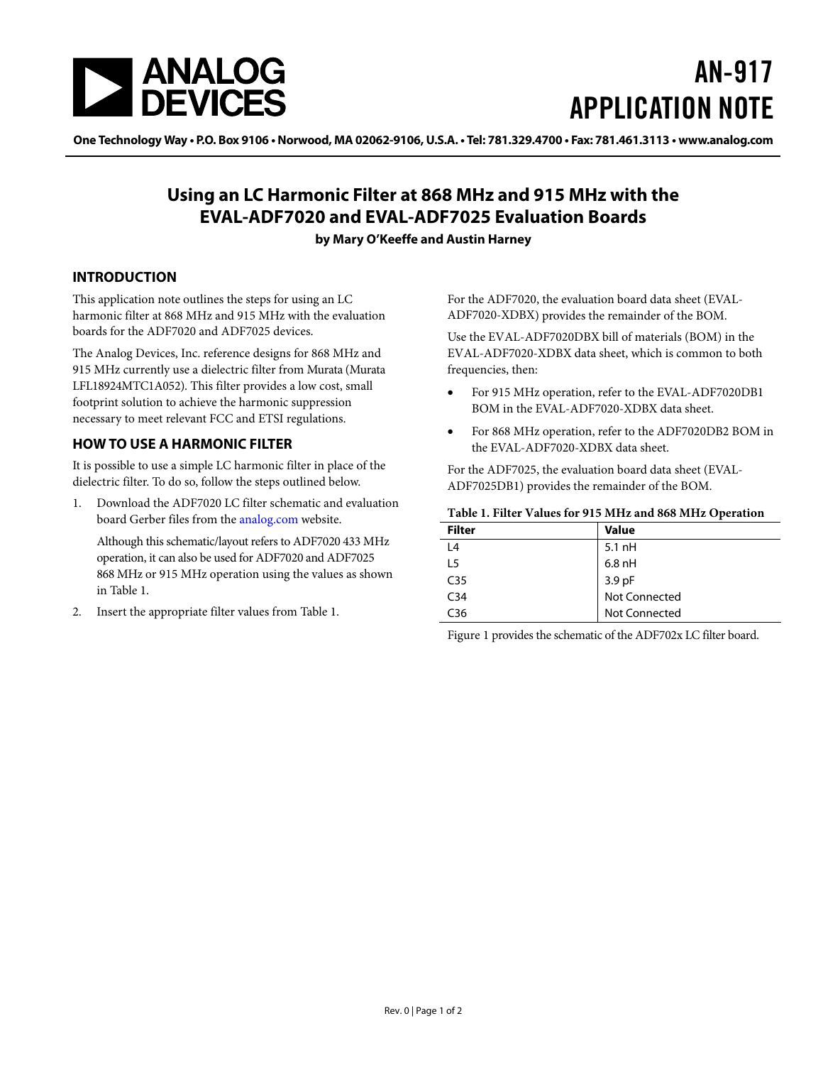# AN-917 APPLICATION NOTE

One Technology Way • P.O. Box 9106 • Norwood, MA 02062-9106, U.S.A. • Tel: 781.329.4700 • Fax: 781.461.3113 • www.analog.com

## Using an LC Harmonic Filter at 868 MHz and 915 MHz with the EVAL-ADF7020 and EVAL-ADF7025 Evaluation Boards

**by Mary O'Keeffe and Austin Harney**

### INTRODUCTION

This application note outlines the steps for using an LC harmonic filter at 868 MHz and 915 MHz with the evaluation boards for the ADF7020 and ADF7025 devices.

The Analog Devices, Inc. reference designs for 868 MHz and 915 MHz currently use a dielectric filter from Murata (Murata LFL18924MTC1A052). This filter provides a low cost, small footprint solution to achieve the harmonic suppression necessary to meet relevant FCC and ETSI regulations.

### HOW TO USE A HARMONIC FILTER

It is possible to use a simple LC harmonic filter in place of the dielectric filter. To do so, follow the steps outlined below.

1. Download the ADF7020 LC filter schematic and evaluation board Gerber files from the analog.com website.

   Although this schematic/layout refers to ADF7020 433 MHz operation, it can also be used for ADF7020 and ADF7025 868 MHz or 915 MHz operation using the values as shown in Table 1.

2. Insert the appropriate filter values from Table 1.

For the ADF7020, the evaluation board data sheet (EVAL-ADF7020-XDBX) provides the remainder of the BOM.

Use the EVAL-ADF7020DBX bill of materials (BOM) in the EVAL-ADF7020-XDBX data sheet, which is common to both frequencies, then:

- For 915 MHz operation, refer to the EVAL-ADF7020DB1 BOM in the EVAL-ADF7020-XDBX data sheet.
- For 868 MHz operation, refer to the ADF7020DB2 BOM in the EVAL-ADF7020-XDBX data sheet.

For the ADF7025, the evaluation board data sheet (EVAL-ADF7025DB1) provides the remainder of the BOM.

**Table 1. Filter Values for 915 MHz and 868 MHz Operation**

| Filter | Value |
|---|---|
| L4 | 5.1 nH |
| L5 | 6.8 nH |
| C35 | 3.9 pF |
| C34 | Not Connected |
| C36 | Not Connected |

Figure 1 provides the schematic of the ADF702x LC filter board.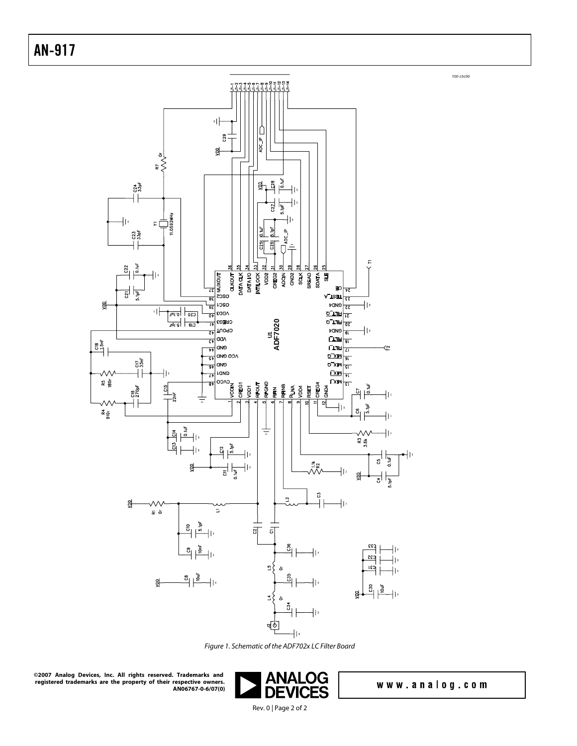Figure 1. Schematic of the ADF702x LC Filter Board

©2007 Analog Devices, Inc. All rights reserved. Trademarks and registered trademarks are the property of their respective owners. AN06767-0-6/07(0)

www.analog.com